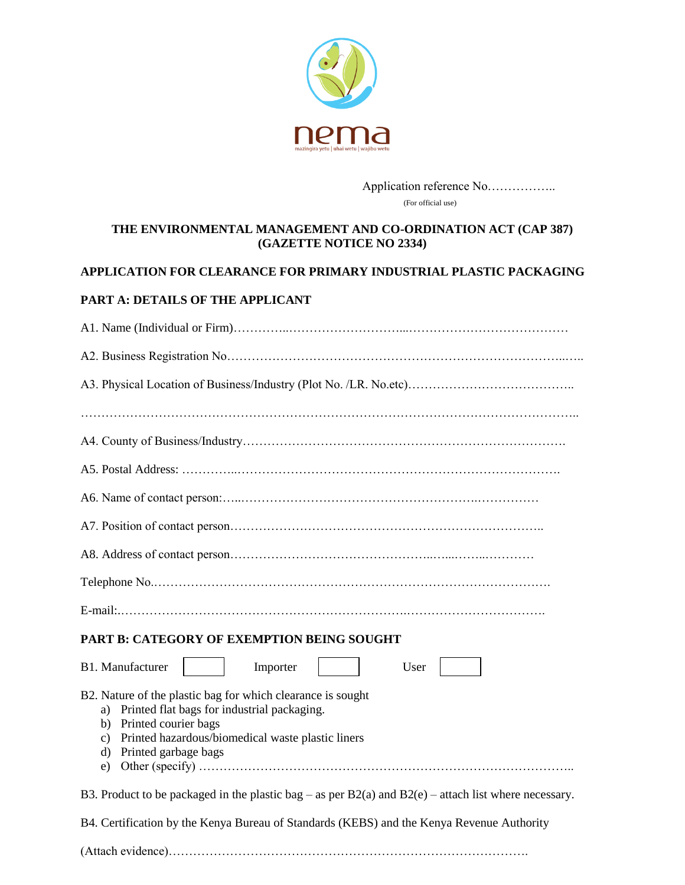nema

mazingira yetu | uhai wetu | wajibu wetu

Application reference No……………..
(For official use)

**THE ENVIRONMENTAL MANAGEMENT AND CO-ORDINATION ACT (CAP 387)**
**(GAZETTE NOTICE NO 2334)**

**APPLICATION FOR CLEARANCE FOR PRIMARY INDUSTRIAL PLASTIC PACKAGING**

**PART A: DETAILS OF THE APPLICANT**

A1. Name (Individual or Firm)…………..………………………...…………………………………

A2. Business Registration No……………………………………………………………………...…..

A3. Physical Location of Business/Industry (Plot No. /LR. No.etc)…………………………………..

…………………………………………………………………………………………………………..

A4. County of Business/Industry…………………………………………………………………….

A5. Postal Address: …………..…………………………………………………………………….

A6. Name of contact person:…..…………………………………………………..……………

A7. Position of contact person………………………………………………………………..

A8. Address of contact person……………………………………..…...……...…………

Telephone No.…………………………………………………………………………………….

E-mail:.……………………………………………………….…………………………….

**PART B: CATEGORY OF EXEMPTION BEING SOUGHT**

B1. Manufacturer ☐ Importer ☐ User ☐

B2. Nature of the plastic bag for which clearance is sought

a) Printed flat bags for industrial packaging.
b) Printed courier bags
c) Printed hazardous/biomedical waste plastic liners
d) Printed garbage bags
e) Other (specify) ……………………………………………………………………………..

B3. Product to be packaged in the plastic bag – as per B2(a) and B2(e) – attach list where necessary.

B4. Certification by the Kenya Bureau of Standards (KEBS) and the Kenya Revenue Authority

(Attach evidence)………………………………………………………………………….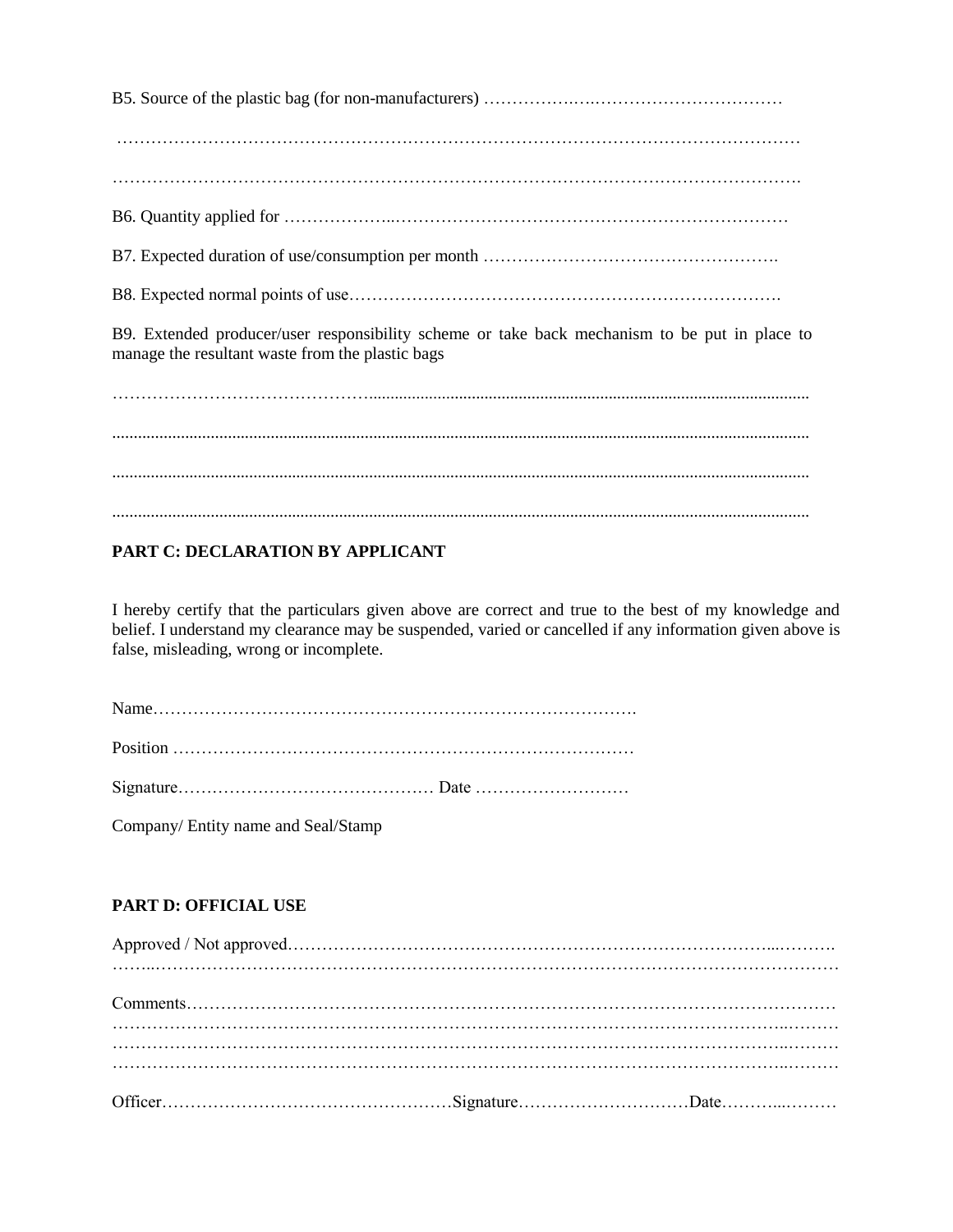B5. Source of the plastic bag (for non-manufacturers) ………………………………………………

…………………………………………………………………………………………………………

…………………………………………………………………………………………………………

B6. Quantity applied for ……………………………………………………………………………

B7. Expected duration of use/consumption per month …………………………………………….

B8. Expected normal points of use…………………………………………………………………….

B9. Extended producer/user responsibility scheme or take back mechanism to be put in place to manage the resultant waste from the plastic bags

…………………………………………………………………………………………………………

…………………………………………………………………………………………………………

…………………………………………………………………………………………………………

…………………………………………………………………………………………………………

**PART C: DECLARATION BY APPLICANT**

I hereby certify that the particulars given above are correct and true to the best of my knowledge and belief. I understand my clearance may be suspended, varied or cancelled if any information given above is false, misleading, wrong or incomplete.

Name……………………………………………………………………………….

Position ………………………………………………………………………

Signature……………………………………… Date ………………………

Company/ Entity name and Seal/Stamp

**PART D: OFFICIAL USE**

Approved / Not approved……………………………………………………………………………….
…………………………………………………………………………………………………………

Comments………………………………………………………………………………………………
…………………………………………………………………………………………………………
…………………………………………………………………………………………………………
…………………………………………………………………………………………………………

Officer……………………………………………Signature…………………………Date…………………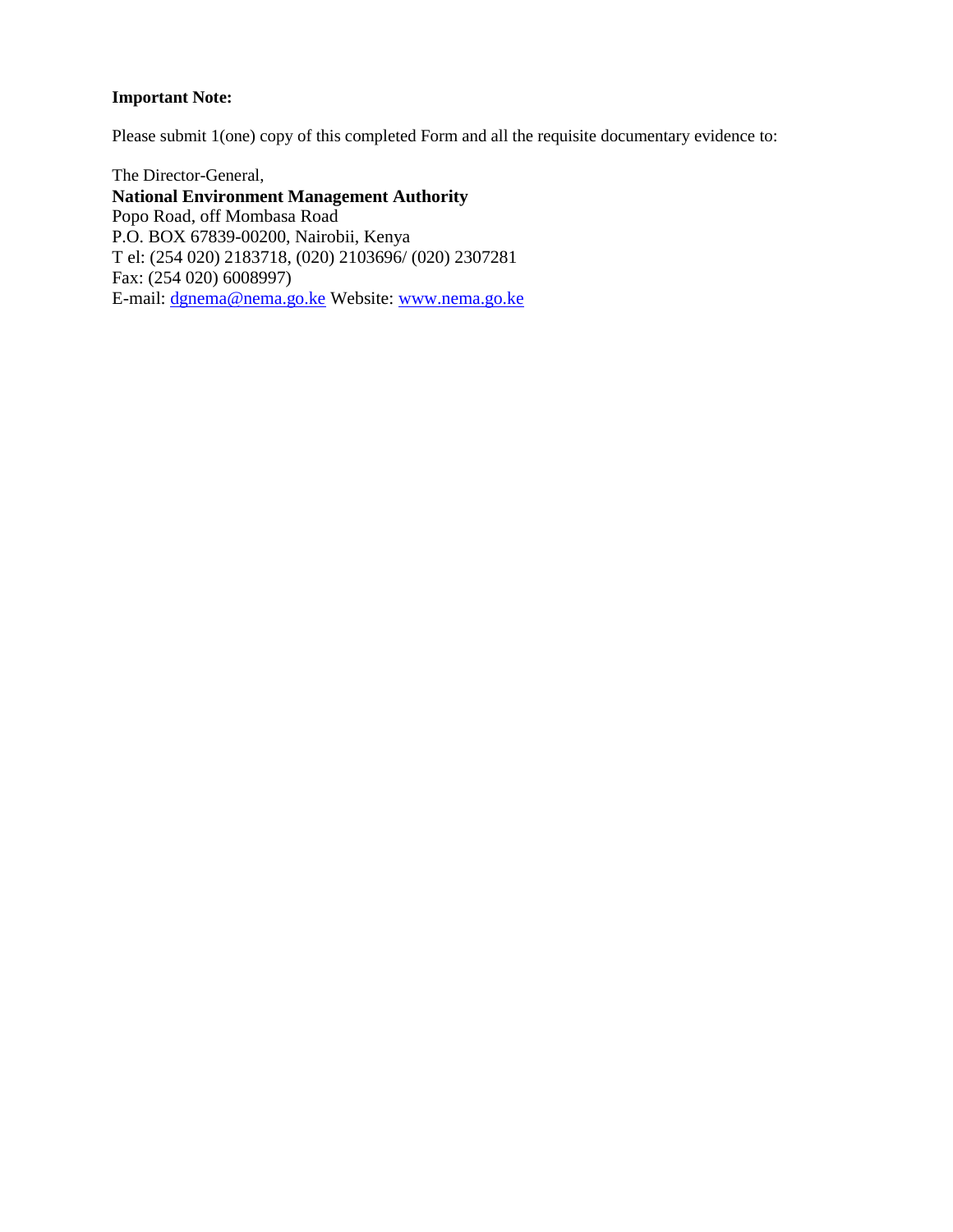**Important Note:**

Please submit 1(one) copy of this completed Form and all the requisite documentary evidence to:

The Director-General,
**National Environment Management Authority**
Popo Road, off Mombasa Road
P.O. BOX 67839-00200, Nairobii, Kenya
T el: (254 020) 2183718, (020) 2103696/ (020) 2307281
Fax: (254 020) 6008997)
E-mail: dgnema@nema.go.ke Website: www.nema.go.ke